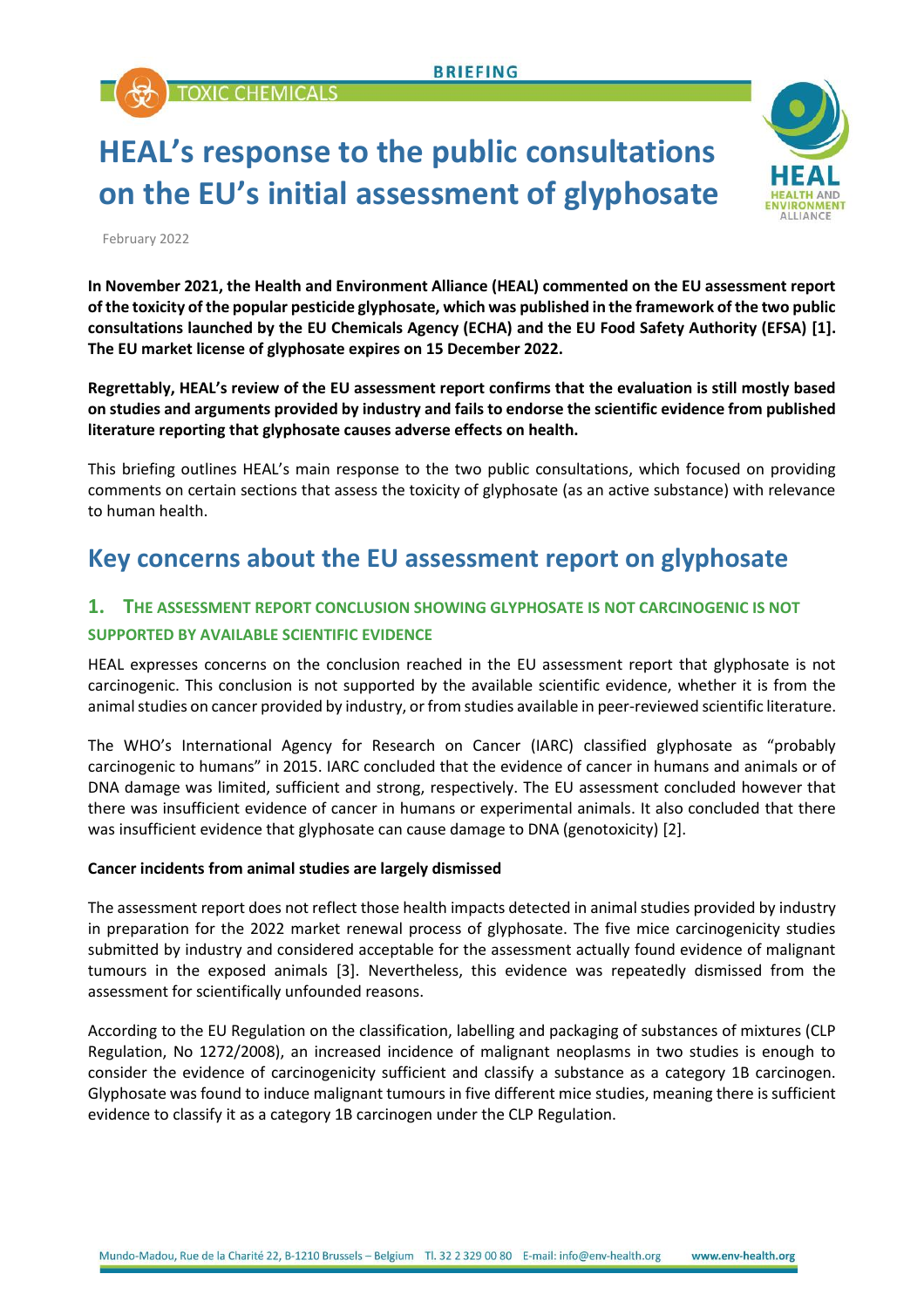BRIEFING

TOXIC CHEMICALS

# HEAL's response to the public consultations on the EU's initial assessment of glyphosate

February 2022

**In November 2021, the Health and Environment Alliance (HEAL) commented on the EU assessment report of the toxicity of the popular pesticide glyphosate, which was published in the framework of the two public consultations launched by the EU Chemicals Agency (ECHA) and the EU Food Safety Authority (EFSA) [1]. The EU market license of glyphosate expires on 15 December 2022.**

**Regrettably, HEAL's review of the EU assessment report confirms that the evaluation is still mostly based on studies and arguments provided by industry and fails to endorse the scientific evidence from published literature reporting that glyphosate causes adverse effects on health.**

This briefing outlines HEAL's main response to the two public consultations, which focused on providing comments on certain sections that assess the toxicity of glyphosate (as an active substance) with relevance to human health.

## Key concerns about the EU assessment report on glyphosate

### 1. The assessment report conclusion showing glyphosate is not carcinogenic is not supported by available scientific evidence

HEAL expresses concerns on the conclusion reached in the EU assessment report that glyphosate is not carcinogenic. This conclusion is not supported by the available scientific evidence, whether it is from the animal studies on cancer provided by industry, or from studies available in peer-reviewed scientific literature.

The WHO's International Agency for Research on Cancer (IARC) classified glyphosate as "probably carcinogenic to humans" in 2015. IARC concluded that the evidence of cancer in humans and animals or of DNA damage was limited, sufficient and strong, respectively. The EU assessment concluded however that there was insufficient evidence of cancer in humans or experimental animals. It also concluded that there was insufficient evidence that glyphosate can cause damage to DNA (genotoxicity) [2].

**Cancer incidents from animal studies are largely dismissed**

The assessment report does not reflect those health impacts detected in animal studies provided by industry in preparation for the 2022 market renewal process of glyphosate. The five mice carcinogenicity studies submitted by industry and considered acceptable for the assessment actually found evidence of malignant tumours in the exposed animals [3]. Nevertheless, this evidence was repeatedly dismissed from the assessment for scientifically unfounded reasons.

According to the EU Regulation on the classification, labelling and packaging of substances of mixtures (CLP Regulation, No 1272/2008), an increased incidence of malignant neoplasms in two studies is enough to consider the evidence of carcinogenicity sufficient and classify a substance as a category 1B carcinogen. Glyphosate was found to induce malignant tumours in five different mice studies, meaning there is sufficient evidence to classify it as a category 1B carcinogen under the CLP Regulation.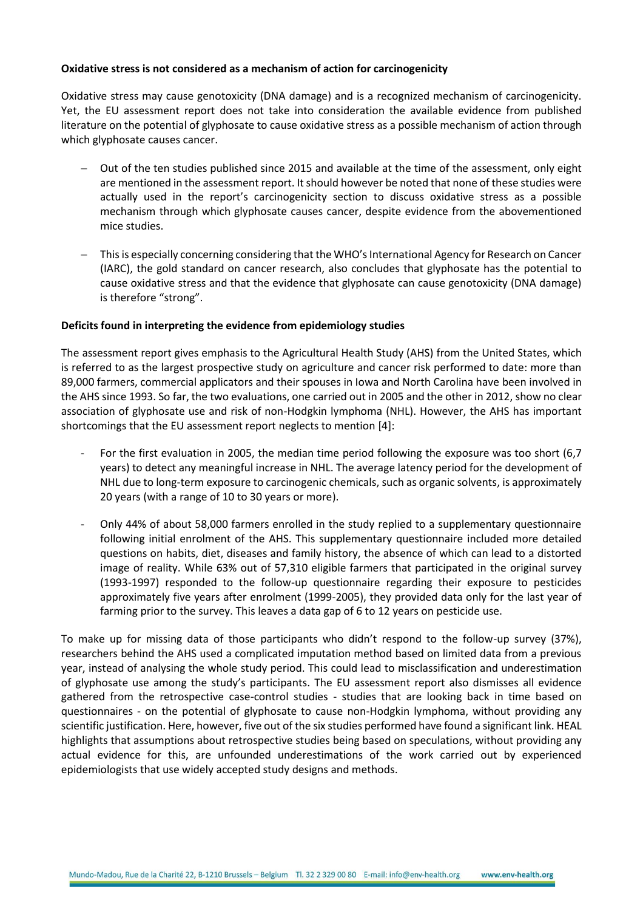**Oxidative stress is not considered as a mechanism of action for carcinogenicity**

Oxidative stress may cause genotoxicity (DNA damage) and is a recognized mechanism of carcinogenicity. Yet, the EU assessment report does not take into consideration the available evidence from published literature on the potential of glyphosate to cause oxidative stress as a possible mechanism of action through which glyphosate causes cancer.

- Out of the ten studies published since 2015 and available at the time of the assessment, only eight are mentioned in the assessment report. It should however be noted that none of these studies were actually used in the report's carcinogenicity section to discuss oxidative stress as a possible mechanism through which glyphosate causes cancer, despite evidence from the abovementioned mice studies.
- This is especially concerning considering that the WHO's International Agency for Research on Cancer (IARC), the gold standard on cancer research, also concludes that glyphosate has the potential to cause oxidative stress and that the evidence that glyphosate can cause genotoxicity (DNA damage) is therefore "strong".

**Deficits found in interpreting the evidence from epidemiology studies**

The assessment report gives emphasis to the Agricultural Health Study (AHS) from the United States, which is referred to as the largest prospective study on agriculture and cancer risk performed to date: more than 89,000 farmers, commercial applicators and their spouses in Iowa and North Carolina have been involved in the AHS since 1993. So far, the two evaluations, one carried out in 2005 and the other in 2012, show no clear association of glyphosate use and risk of non-Hodgkin lymphoma (NHL). However, the AHS has important shortcomings that the EU assessment report neglects to mention [4]:

- For the first evaluation in 2005, the median time period following the exposure was too short (6,7 years) to detect any meaningful increase in NHL. The average latency period for the development of NHL due to long-term exposure to carcinogenic chemicals, such as organic solvents, is approximately 20 years (with a range of 10 to 30 years or more).
- Only 44% of about 58,000 farmers enrolled in the study replied to a supplementary questionnaire following initial enrolment of the AHS. This supplementary questionnaire included more detailed questions on habits, diet, diseases and family history, the absence of which can lead to a distorted image of reality. While 63% out of 57,310 eligible farmers that participated in the original survey (1993-1997) responded to the follow-up questionnaire regarding their exposure to pesticides approximately five years after enrolment (1999-2005), they provided data only for the last year of farming prior to the survey. This leaves a data gap of 6 to 12 years on pesticide use.

To make up for missing data of those participants who didn't respond to the follow-up survey (37%), researchers behind the AHS used a complicated imputation method based on limited data from a previous year, instead of analysing the whole study period. This could lead to misclassification and underestimation of glyphosate use among the study's participants. The EU assessment report also dismisses all evidence gathered from the retrospective case-control studies - studies that are looking back in time based on questionnaires - on the potential of glyphosate to cause non-Hodgkin lymphoma, without providing any scientific justification. Here, however, five out of the six studies performed have found a significant link. HEAL highlights that assumptions about retrospective studies being based on speculations, without providing any actual evidence for this, are unfounded underestimations of the work carried out by experienced epidemiologists that use widely accepted study designs and methods.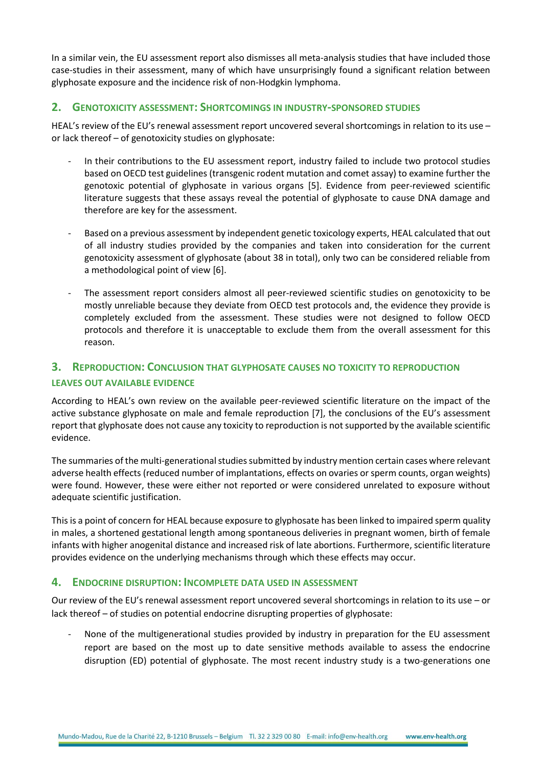In a similar vein, the EU assessment report also dismisses all meta-analysis studies that have included those case-studies in their assessment, many of which have unsurprisingly found a significant relation between glyphosate exposure and the incidence risk of non-Hodgkin lymphoma.

## 2. Genotoxicity assessment: Shortcomings in industry-sponsored studies

HEAL's review of the EU's renewal assessment report uncovered several shortcomings in relation to its use – or lack thereof – of genotoxicity studies on glyphosate:

- In their contributions to the EU assessment report, industry failed to include two protocol studies based on OECD test guidelines (transgenic rodent mutation and comet assay) to examine further the genotoxic potential of glyphosate in various organs [5]. Evidence from peer-reviewed scientific literature suggests that these assays reveal the potential of glyphosate to cause DNA damage and therefore are key for the assessment.
- Based on a previous assessment by independent genetic toxicology experts, HEAL calculated that out of all industry studies provided by the companies and taken into consideration for the current genotoxicity assessment of glyphosate (about 38 in total), only two can be considered reliable from a methodological point of view [6].
- The assessment report considers almost all peer-reviewed scientific studies on genotoxicity to be mostly unreliable because they deviate from OECD test protocols and, the evidence they provide is completely excluded from the assessment. These studies were not designed to follow OECD protocols and therefore it is unacceptable to exclude them from the overall assessment for this reason.

## 3. Reproduction: Conclusion that glyphosate causes no toxicity to reproduction leaves out available evidence

According to HEAL's own review on the available peer-reviewed scientific literature on the impact of the active substance glyphosate on male and female reproduction [7], the conclusions of the EU's assessment report that glyphosate does not cause any toxicity to reproduction is not supported by the available scientific evidence.

The summaries of the multi-generational studies submitted by industry mention certain cases where relevant adverse health effects (reduced number of implantations, effects on ovaries or sperm counts, organ weights) were found. However, these were either not reported or were considered unrelated to exposure without adequate scientific justification.

This is a point of concern for HEAL because exposure to glyphosate has been linked to impaired sperm quality in males, a shortened gestational length among spontaneous deliveries in pregnant women, birth of female infants with higher anogenital distance and increased risk of late abortions. Furthermore, scientific literature provides evidence on the underlying mechanisms through which these effects may occur.

## 4. Endocrine disruption: Incomplete data used in assessment

Our review of the EU's renewal assessment report uncovered several shortcomings in relation to its use – or lack thereof – of studies on potential endocrine disrupting properties of glyphosate:

- None of the multigenerational studies provided by industry in preparation for the EU assessment report are based on the most up to date sensitive methods available to assess the endocrine disruption (ED) potential of glyphosate. The most recent industry study is a two-generations one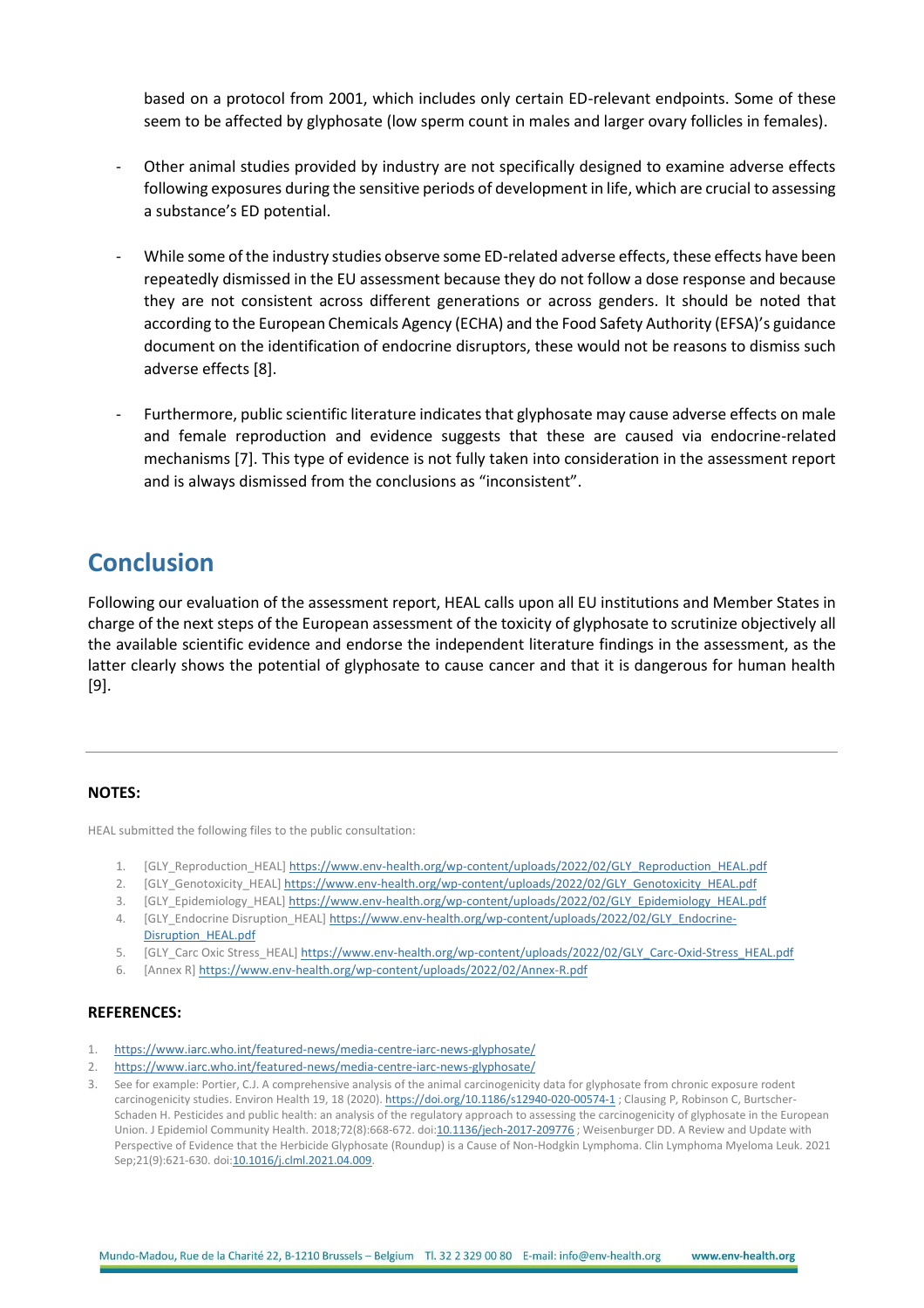based on a protocol from 2001, which includes only certain ED-relevant endpoints. Some of these seem to be affected by glyphosate (low sperm count in males and larger ovary follicles in females).

- Other animal studies provided by industry are not specifically designed to examine adverse effects following exposures during the sensitive periods of development in life, which are crucial to assessing a substance's ED potential.

- While some of the industry studies observe some ED-related adverse effects, these effects have been repeatedly dismissed in the EU assessment because they do not follow a dose response and because they are not consistent across different generations or across genders. It should be noted that according to the European Chemicals Agency (ECHA) and the Food Safety Authority (EFSA)'s guidance document on the identification of endocrine disruptors, these would not be reasons to dismiss such adverse effects [8].

- Furthermore, public scientific literature indicates that glyphosate may cause adverse effects on male and female reproduction and evidence suggests that these are caused via endocrine-related mechanisms [7]. This type of evidence is not fully taken into consideration in the assessment report and is always dismissed from the conclusions as "inconsistent".

## Conclusion

Following our evaluation of the assessment report, HEAL calls upon all EU institutions and Member States in charge of the next steps of the European assessment of the toxicity of glyphosate to scrutinize objectively all the available scientific evidence and endorse the independent literature findings in the assessment, as the latter clearly shows the potential of glyphosate to cause cancer and that it is dangerous for human health [9].

---

**NOTES:**

HEAL submitted the following files to the public consultation:

1. [GLY_Reproduction_HEAL] https://www.env-health.org/wp-content/uploads/2022/02/GLY_Reproduction_HEAL.pdf
2. [GLY_Genotoxicity_HEAL] https://www.env-health.org/wp-content/uploads/2022/02/GLY_Genotoxicity_HEAL.pdf
3. [GLY_Epidemiology_HEAL] https://www.env-health.org/wp-content/uploads/2022/02/GLY_Epidemiology_HEAL.pdf
4. [GLY_Endocrine Disruption_HEAL] https://www.env-health.org/wp-content/uploads/2022/02/GLY_Endocrine-Disruption_HEAL.pdf
5. [GLY_Carc Oxic Stress_HEAL] https://www.env-health.org/wp-content/uploads/2022/02/GLY_Carc-Oxid-Stress_HEAL.pdf
6. [Annex R] https://www.env-health.org/wp-content/uploads/2022/02/Annex-R.pdf

**REFERENCES:**

1. https://www.iarc.who.int/featured-news/media-centre-iarc-news-glyphosate/
2. https://www.iarc.who.int/featured-news/media-centre-iarc-news-glyphosate/
3. See for example: Portier, C.J. A comprehensive analysis of the animal carcinogenicity data for glyphosate from chronic exposure rodent carcinogenicity studies. Environ Health 19, 18 (2020). https://doi.org/10.1186/s12940-020-00574-1 ; Clausing P, Robinson C, Burtscher-Schaden H. Pesticides and public health: an analysis of the regulatory approach to assessing the carcinogenicity of glyphosate in the European Union. J Epidemiol Community Health. 2018;72(8):668-672. doi:10.1136/jech-2017-209776 ; Weisenburger DD. A Review and Update with Perspective of Evidence that the Herbicide Glyphosate (Roundup) is a Cause of Non-Hodgkin Lymphoma. Clin Lymphoma Myeloma Leuk. 2021 Sep;21(9):621-630. doi:10.1016/j.clml.2021.04.009.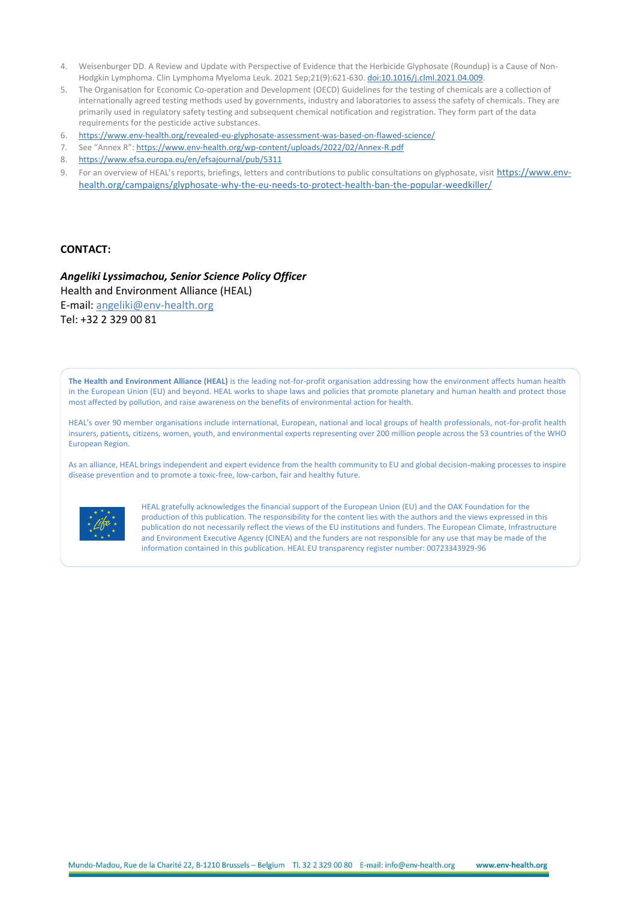4. Weisenburger DD. A Review and Update with Perspective of Evidence that the Herbicide Glyphosate (Roundup) is a Cause of Non-Hodgkin Lymphoma. Clin Lymphoma Myeloma Leuk. 2021 Sep;21(9):621-630. doi:10.1016/j.clml.2021.04.009.
5. The Organisation for Economic Co-operation and Development (OECD) Guidelines for the testing of chemicals are a collection of internationally agreed testing methods used by governments, industry and laboratories to assess the safety of chemicals. They are primarily used in regulatory safety testing and subsequent chemical notification and registration. They form part of the data requirements for the pesticide active substances.
6. https://www.env-health.org/revealed-eu-glyphosate-assessment-was-based-on-flawed-science/
7. See "Annex R": https://www.env-health.org/wp-content/uploads/2022/02/Annex-R.pdf
8. https://www.efsa.europa.eu/en/efsajournal/pub/5311
9. For an overview of HEAL's reports, briefings, letters and contributions to public consultations on glyphosate, visit https://www.env-health.org/campaigns/glyphosate-why-the-eu-needs-to-protect-health-ban-the-popular-weedkiller/

**CONTACT:**

***Angeliki Lyssimachou, Senior Science Policy Officer***
Health and Environment Alliance (HEAL)
E-mail: angeliki@env-health.org
Tel: +32 2 329 00 81

**The Health and Environment Alliance (HEAL)** is the leading not-for-profit organisation addressing how the environment affects human health in the European Union (EU) and beyond. HEAL works to shape laws and policies that promote planetary and human health and protect those most affected by pollution, and raise awareness on the benefits of environmental action for health.

HEAL's over 90 member organisations include international, European, national and local groups of health professionals, not-for-profit health insurers, patients, citizens, women, youth, and environmental experts representing over 200 million people across the 53 countries of the WHO European Region.

As an alliance, HEAL brings independent and expert evidence from the health community to EU and global decision-making processes to inspire disease prevention and to promote a toxic-free, low-carbon, fair and healthy future.

HEAL gratefully acknowledges the financial support of the European Union (EU) and the OAK Foundation for the production of this publication. The responsibility for the content lies with the authors and the views expressed in this publication do not necessarily reflect the views of the EU institutions and funders. The European Climate, Infrastructure and Environment Executive Agency (CINEA) and the funders are not responsible for any use that may be made of the information contained in this publication. HEAL EU transparency register number: 00723343929-96